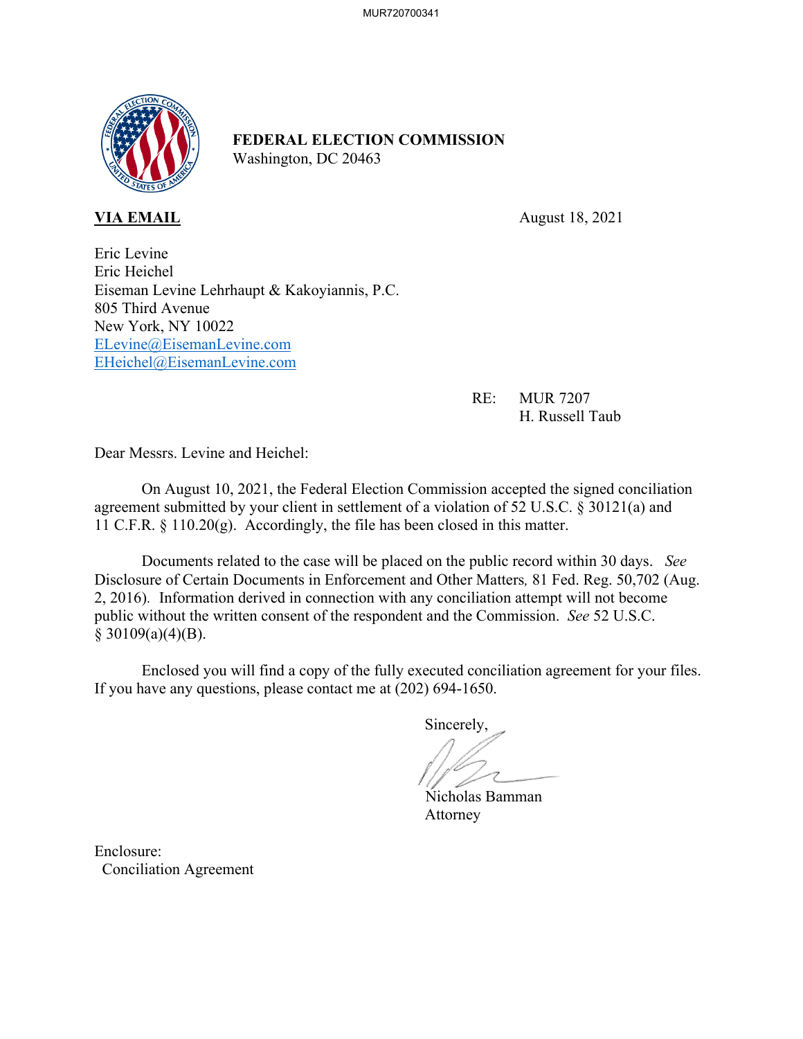**FEDERAL ELECTION COMMISSION**
Washington, DC 20463

**VIA EMAIL** August 18, 2021

Eric Levine
Eric Heichel
Eiseman Levine Lehrhaupt & Kakoyiannis, P.C.
805 Third Avenue
New York, NY 10022
ELevine@EisemanLevine.com
EHeichel@EisemanLevine.com

RE: MUR 7207
H. Russell Taub

Dear Messrs. Levine and Heichel:

On August 10, 2021, the Federal Election Commission accepted the signed conciliation agreement submitted by your client in settlement of a violation of 52 U.S.C. § 30121(a) and 11 C.F.R. § 110.20(g). Accordingly, the file has been closed in this matter.

Documents related to the case will be placed on the public record within 30 days. *See* Disclosure of Certain Documents in Enforcement and Other Matters*,* 81 Fed. Reg. 50,702 (Aug. 2, 2016). Information derived in connection with any conciliation attempt will not become public without the written consent of the respondent and the Commission. *See* 52 U.S.C. § 30109(a)(4)(B).

Enclosed you will find a copy of the fully executed conciliation agreement for your files. If you have any questions, please contact me at (202) 694-1650.

Sincerely,

Nicholas Bamman
Attorney

Enclosure:
Conciliation Agreement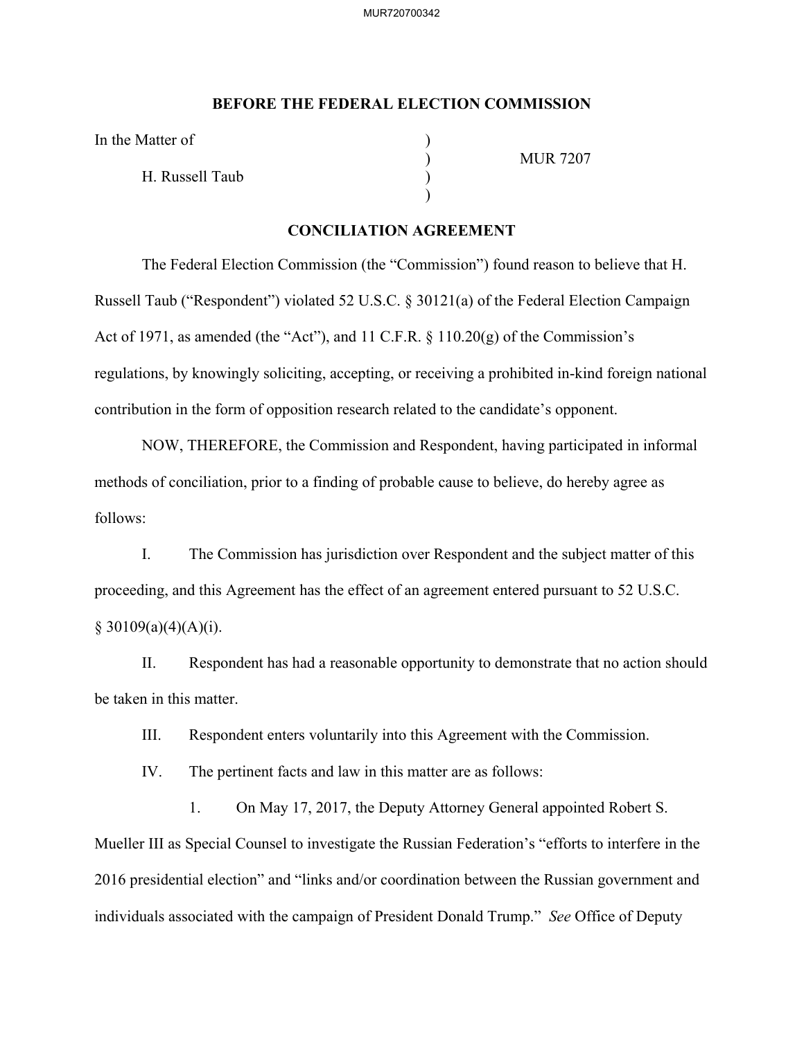**BEFORE THE FEDERAL ELECTION COMMISSION**

In the Matter of )
 ) MUR 7207
H. Russell Taub )
 )

**CONCILIATION AGREEMENT**

The Federal Election Commission (the "Commission") found reason to believe that H. Russell Taub ("Respondent") violated 52 U.S.C. § 30121(a) of the Federal Election Campaign Act of 1971, as amended (the "Act"), and 11 C.F.R. § 110.20(g) of the Commission's regulations, by knowingly soliciting, accepting, or receiving a prohibited in-kind foreign national contribution in the form of opposition research related to the candidate's opponent.

NOW, THEREFORE, the Commission and Respondent, having participated in informal methods of conciliation, prior to a finding of probable cause to believe, do hereby agree as follows:

I. The Commission has jurisdiction over Respondent and the subject matter of this proceeding, and this Agreement has the effect of an agreement entered pursuant to 52 U.S.C. § 30109(a)(4)(A)(i).

II. Respondent has had a reasonable opportunity to demonstrate that no action should be taken in this matter.

III. Respondent enters voluntarily into this Agreement with the Commission.

IV. The pertinent facts and law in this matter are as follows:

1. On May 17, 2017, the Deputy Attorney General appointed Robert S. Mueller III as Special Counsel to investigate the Russian Federation's "efforts to interfere in the 2016 presidential election" and "links and/or coordination between the Russian government and individuals associated with the campaign of President Donald Trump." *See* Office of Deputy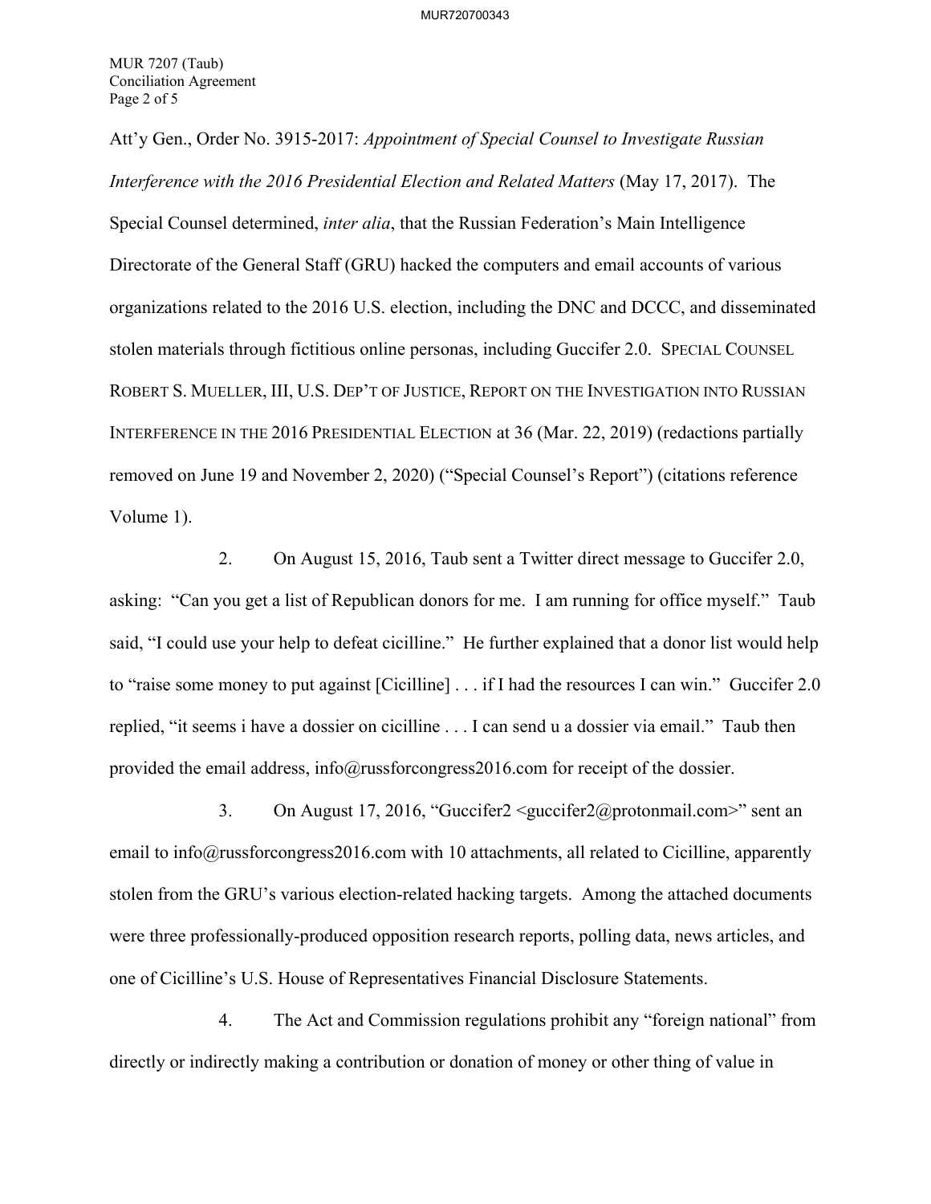Att'y Gen., Order No. 3915-2017: *Appointment of Special Counsel to Investigate Russian Interference with the 2016 Presidential Election and Related Matters* (May 17, 2017). The Special Counsel determined, *inter alia*, that the Russian Federation's Main Intelligence Directorate of the General Staff (GRU) hacked the computers and email accounts of various organizations related to the 2016 U.S. election, including the DNC and DCCC, and disseminated stolen materials through fictitious online personas, including Guccifer 2.0. SPECIAL COUNSEL ROBERT S. MUELLER, III, U.S. DEP'T OF JUSTICE, REPORT ON THE INVESTIGATION INTO RUSSIAN INTERFERENCE IN THE 2016 PRESIDENTIAL ELECTION at 36 (Mar. 22, 2019) (redactions partially removed on June 19 and November 2, 2020) ("Special Counsel's Report") (citations reference Volume 1).

2. On August 15, 2016, Taub sent a Twitter direct message to Guccifer 2.0, asking: "Can you get a list of Republican donors for me. I am running for office myself." Taub said, "I could use your help to defeat cicilline." He further explained that a donor list would help to "raise some money to put against [Cicilline] . . . if I had the resources I can win." Guccifer 2.0 replied, "it seems i have a dossier on cicilline . . . I can send u a dossier via email." Taub then provided the email address, info@russforcongress2016.com for receipt of the dossier.

3. On August 17, 2016, "Guccifer2 <guccifer2@protonmail.com>" sent an email to info@russforcongress2016.com with 10 attachments, all related to Cicilline, apparently stolen from the GRU's various election-related hacking targets. Among the attached documents were three professionally-produced opposition research reports, polling data, news articles, and one of Cicilline's U.S. House of Representatives Financial Disclosure Statements.

4. The Act and Commission regulations prohibit any "foreign national" from directly or indirectly making a contribution or donation of money or other thing of value in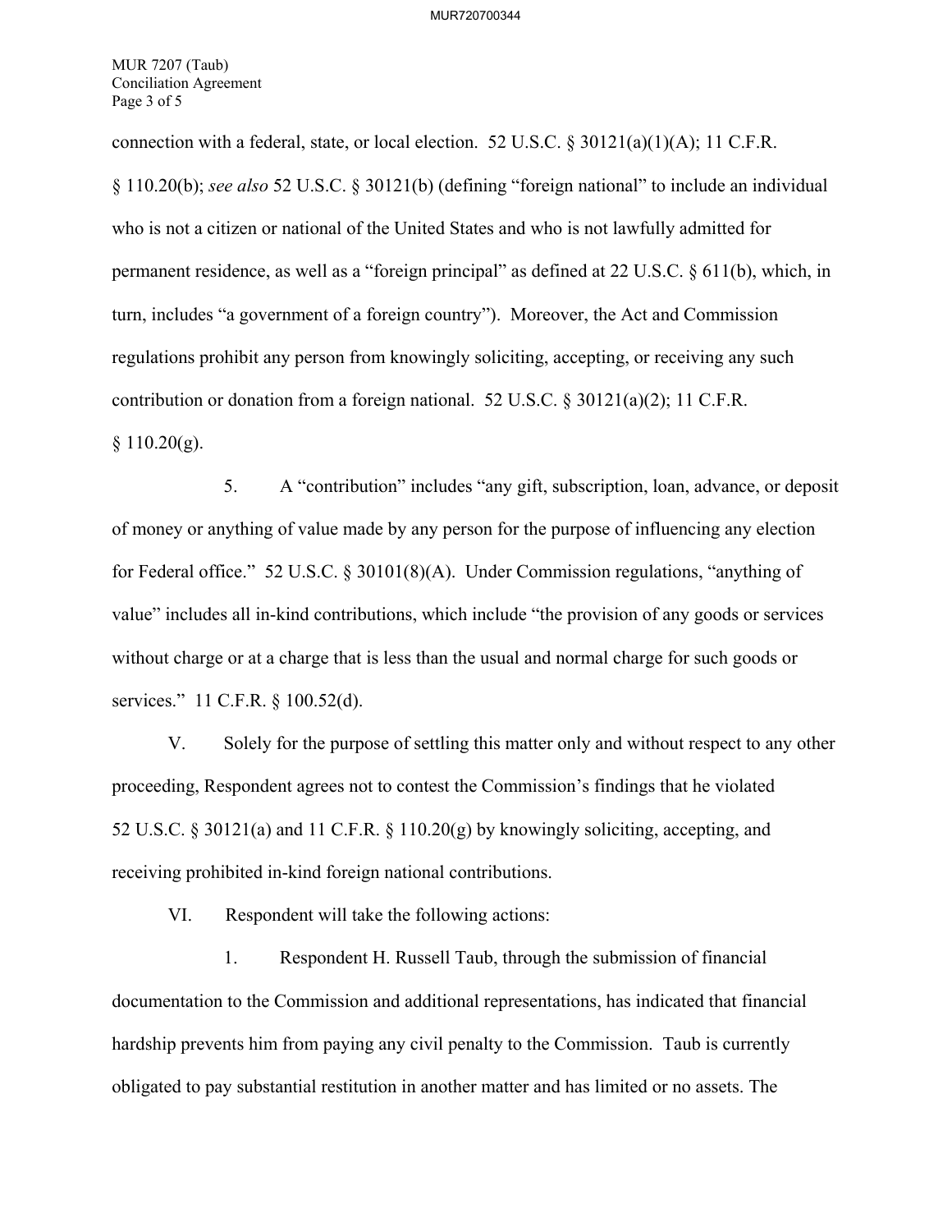connection with a federal, state, or local election. 52 U.S.C. § 30121(a)(1)(A); 11 C.F.R. § 110.20(b); *see also* 52 U.S.C. § 30121(b) (defining "foreign national" to include an individual who is not a citizen or national of the United States and who is not lawfully admitted for permanent residence, as well as a "foreign principal" as defined at 22 U.S.C. § 611(b), which, in turn, includes "a government of a foreign country"). Moreover, the Act and Commission regulations prohibit any person from knowingly soliciting, accepting, or receiving any such contribution or donation from a foreign national. 52 U.S.C. § 30121(a)(2); 11 C.F.R. § 110.20(g).

5. A "contribution" includes "any gift, subscription, loan, advance, or deposit of money or anything of value made by any person for the purpose of influencing any election for Federal office." 52 U.S.C. § 30101(8)(A). Under Commission regulations, "anything of value" includes all in-kind contributions, which include "the provision of any goods or services without charge or at a charge that is less than the usual and normal charge for such goods or services." 11 C.F.R. § 100.52(d).

V. Solely for the purpose of settling this matter only and without respect to any other proceeding, Respondent agrees not to contest the Commission's findings that he violated 52 U.S.C. § 30121(a) and 11 C.F.R. § 110.20(g) by knowingly soliciting, accepting, and receiving prohibited in-kind foreign national contributions.

VI. Respondent will take the following actions:

1. Respondent H. Russell Taub, through the submission of financial documentation to the Commission and additional representations, has indicated that financial hardship prevents him from paying any civil penalty to the Commission. Taub is currently obligated to pay substantial restitution in another matter and has limited or no assets. The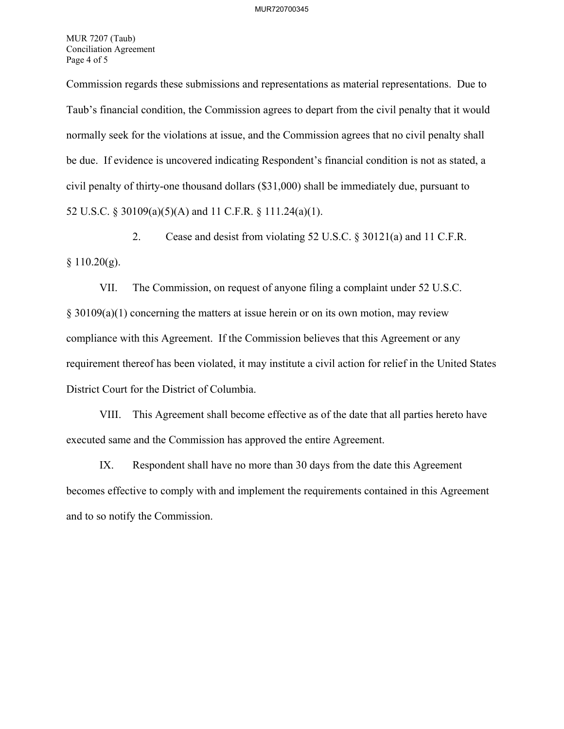Commission regards these submissions and representations as material representations. Due to Taub's financial condition, the Commission agrees to depart from the civil penalty that it would normally seek for the violations at issue, and the Commission agrees that no civil penalty shall be due. If evidence is uncovered indicating Respondent's financial condition is not as stated, a civil penalty of thirty-one thousand dollars ($31,000) shall be immediately due, pursuant to 52 U.S.C. § 30109(a)(5)(A) and 11 C.F.R. § 111.24(a)(1).

2. Cease and desist from violating 52 U.S.C. § 30121(a) and 11 C.F.R. § 110.20(g).

VII. The Commission, on request of anyone filing a complaint under 52 U.S.C. § 30109(a)(1) concerning the matters at issue herein or on its own motion, may review compliance with this Agreement. If the Commission believes that this Agreement or any requirement thereof has been violated, it may institute a civil action for relief in the United States District Court for the District of Columbia.

VIII. This Agreement shall become effective as of the date that all parties hereto have executed same and the Commission has approved the entire Agreement.

IX. Respondent shall have no more than 30 days from the date this Agreement becomes effective to comply with and implement the requirements contained in this Agreement and to so notify the Commission.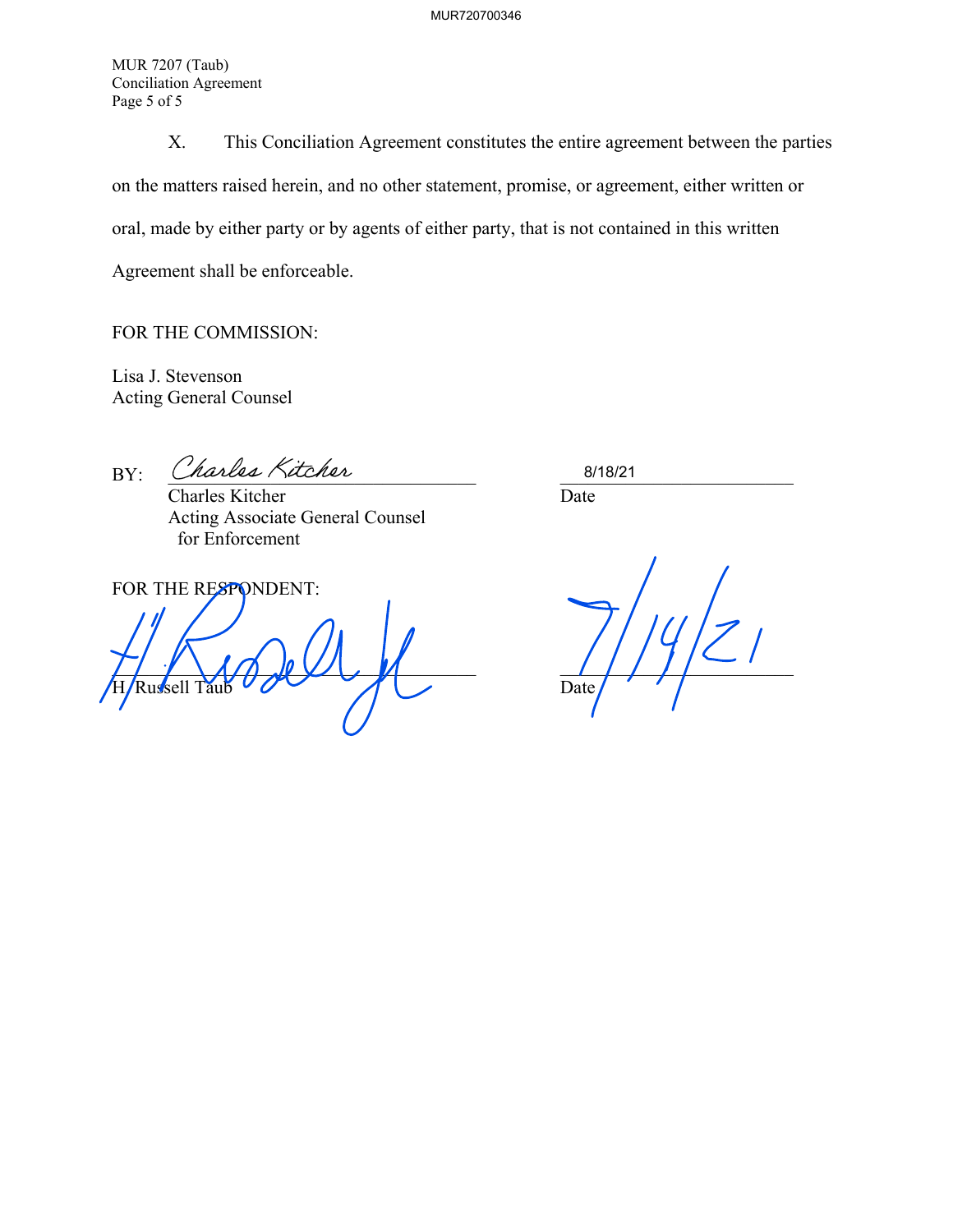MUR 7207 (Taub)
Conciliation Agreement
Page 5 of 5

X. This Conciliation Agreement constitutes the entire agreement between the parties on the matters raised herein, and no other statement, promise, or agreement, either written or oral, made by either party or by agents of either party, that is not contained in this written Agreement shall be enforceable.

FOR THE COMMISSION:

Lisa J. Stevenson
Acting General Counsel

BY: Charles Kitcher — 8/18/21
Charles Kitcher
Acting Associate General Counsel
for Enforcement
Date

FOR THE RESPONDENT:

H. Russell Taub — 7/14/21
H. Russell Taub
Date